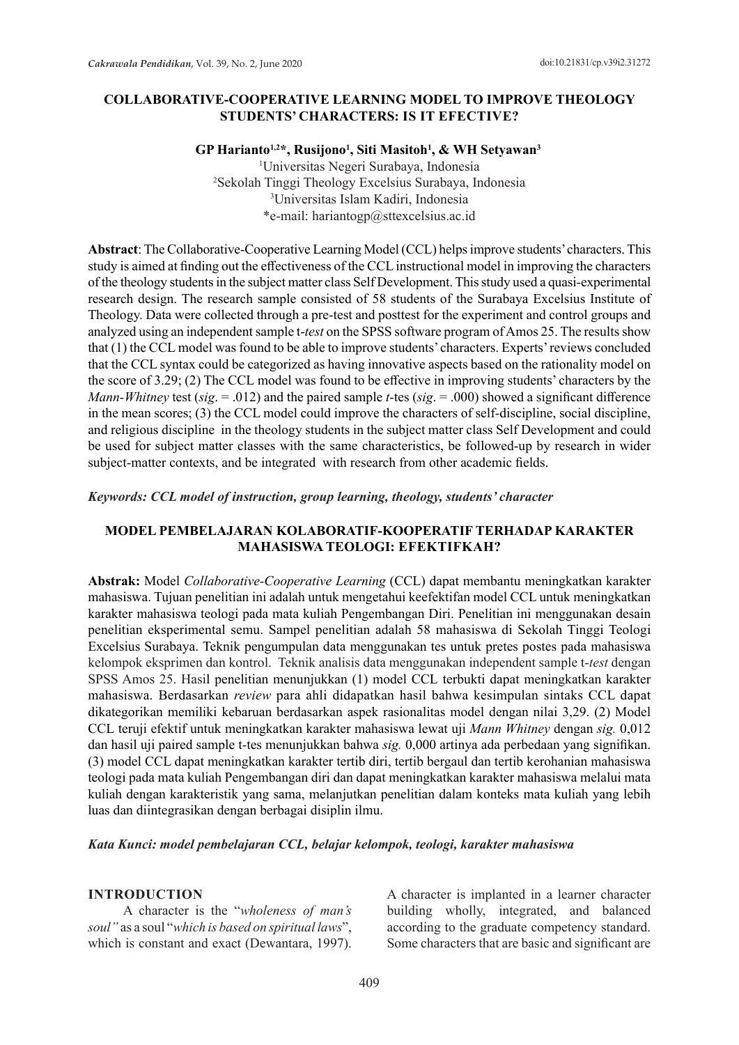# COLLABORATIVE-COOPERATIVE LEARNING MODEL TO IMPROVE THEOLOGY STUDENTS' CHARACTERS: IS IT EFECTIVE?

**GP Harianto[1,2]*, Rusijono[1], Siti Masitoh[1], & WH Setyawan[3]**

[1]Universitas Negeri Surabaya, Indonesia
[2]Sekolah Tinggi Theology Excelsius Surabaya, Indonesia
[3]Universitas Islam Kadiri, Indonesia
*e-mail: hariantogp@sttexcelsius.ac.id

**Abstract**: The Collaborative-Cooperative Learning Model (CCL) helps improve students' characters. This study is aimed at finding out the effectiveness of the CCL instructional model in improving the characters of the theology students in the subject matter class Self Development. This study used a quasi-experimental research design. The research sample consisted of 58 students of the Surabaya Excelsius Institute of Theology. Data were collected through a pre-test and posttest for the experiment and control groups and analyzed using an independent sample t-*test* on the SPSS software program of Amos 25. The results show that (1) the CCL model was found to be able to improve students' characters. Experts' reviews concluded that the CCL syntax could be categorized as having innovative aspects based on the rationality model on the score of 3.29; (2) The CCL model was found to be effective in improving students' characters by the *Mann-Whitney* test (*sig*. = .012) and the paired sample *t*-tes (*sig*. = .000) showed a significant difference in the mean scores; (3) the CCL model could improve the characters of self-discipline, social discipline, and religious discipline in the theology students in the subject matter class Self Development and could be used for subject matter classes with the same characteristics, be followed-up by research in wider subject-matter contexts, and be integrated with research from other academic fields.

***Keywords: CCL model of instruction, group learning, theology, students' character***

# MODEL PEMBELAJARAN KOLABORATIF-KOOPERATIF TERHADAP KARAKTER MAHASISWA TEOLOGI: EFEKTIFKAH?

**Abstrak:** Model *Collaborative-Cooperative Learning* (CCL) dapat membantu meningkatkan karakter mahasiswa. Tujuan penelitian ini adalah untuk mengetahui keefektifan model CCL untuk meningkatkan karakter mahasiswa teologi pada mata kuliah Pengembangan Diri. Penelitian ini menggunakan desain penelitian eksperimental semu. Sampel penelitian adalah 58 mahasiswa di Sekolah Tinggi Teologi Excelsius Surabaya. Teknik pengumpulan data menggunakan tes untuk pretes postes pada mahasiswa kelompok eksprimen dan kontrol. Teknik analisis data menggunakan independent sample t-*test* dengan SPSS Amos 25. Hasil penelitian menunjukkan (1) model CCL terbukti dapat meningkatkan karakter mahasiswa. Berdasarkan *review* para ahli didapatkan hasil bahwa kesimpulan sintaks CCL dapat dikategorikan memiliki kebaruan berdasarkan aspek rasionalitas model dengan nilai 3,29. (2) Model CCL teruji efektif untuk meningkatkan karakter mahasiswa lewat uji *Mann Whitney* dengan *sig.* 0,012 dan hasil uji paired sample t-tes menunjukkan bahwa *sig.* 0,000 artinya ada perbedaan yang signifikan. (3) model CCL dapat meningkatkan karakter tertib diri, tertib bergaul dan tertib kerohanian mahasiswa teologi pada mata kuliah Pengembangan diri dan dapat meningkatkan karakter mahasiswa melalui mata kuliah dengan karakteristik yang sama, melanjutkan penelitian dalam konteks mata kuliah yang lebih luas dan diintegrasikan dengan berbagai disiplin ilmu.

***Kata Kunci: model pembelajaran CCL, belajar kelompok, teologi, karakter mahasiswa***

## INTRODUCTION

A character is the "*wholeness of man's soul"* as a soul "*which is based on spiritual laws*", which is constant and exact (Dewantara, 1997). A character is implanted in a learner character building wholly, integrated, and balanced according to the graduate competency standard. Some characters that are basic and significant are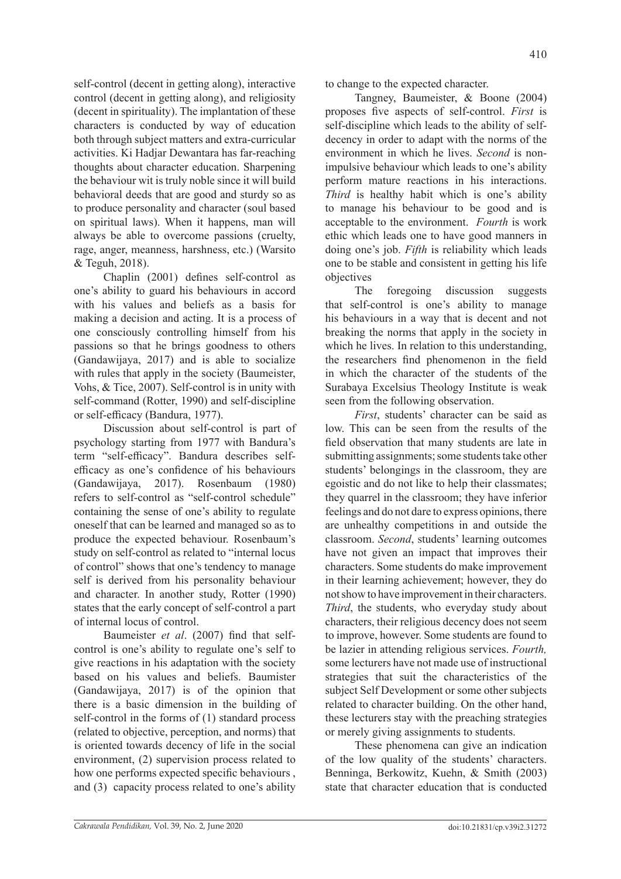self-control (decent in getting along), interactive control (decent in getting along), and religiosity (decent in spirituality). The implantation of these characters is conducted by way of education both through subject matters and extra-curricular activities. Ki Hadjar Dewantara has far-reaching thoughts about character education. Sharpening the behaviour wit is truly noble since it will build behavioral deeds that are good and sturdy so as to produce personality and character (soul based on spiritual laws). When it happens, man will always be able to overcome passions (cruelty, rage, anger, meanness, harshness, etc.) (Warsito & Teguh, 2018).

Chaplin (2001) defines self-control as one's ability to guard his behaviours in accord with his values and beliefs as a basis for making a decision and acting. It is a process of one consciously controlling himself from his passions so that he brings goodness to others (Gandawijaya, 2017) and is able to socialize with rules that apply in the society (Baumeister, Vohs, & Tice, 2007). Self-control is in unity with self-command (Rotter, 1990) and self-discipline or self-efficacy (Bandura, 1977).

Discussion about self-control is part of psychology starting from 1977 with Bandura's term "self-efficacy". Bandura describes self-efficacy as one's confidence of his behaviours (Gandawijaya, 2017). Rosenbaum (1980) refers to self-control as "self-control schedule" containing the sense of one's ability to regulate oneself that can be learned and managed so as to produce the expected behaviour. Rosenbaum's study on self-control as related to "internal locus of control" shows that one's tendency to manage self is derived from his personality behaviour and character. In another study, Rotter (1990) states that the early concept of self-control a part of internal locus of control.

Baumeister *et al*. (2007) find that self-control is one's ability to regulate one's self to give reactions in his adaptation with the society based on his values and beliefs. Baumister (Gandawijaya, 2017) is of the opinion that there is a basic dimension in the building of self-control in the forms of (1) standard process (related to objective, perception, and norms) that is oriented towards decency of life in the social environment, (2) supervision process related to how one performs expected specific behaviours , and (3) capacity process related to one's ability to change to the expected character.

Tangney, Baumeister, & Boone (2004) proposes five aspects of self-control. *First* is self-discipline which leads to the ability of self-decency in order to adapt with the norms of the environment in which he lives. *Second* is non-impulsive behaviour which leads to one's ability perform mature reactions in his interactions. *Third* is healthy habit which is one's ability to manage his behaviour to be good and is acceptable to the environment. *Fourth* is work ethic which leads one to have good manners in doing one's job. *Fifth* is reliability which leads one to be stable and consistent in getting his life objectives

The foregoing discussion suggests that self-control is one's ability to manage his behaviours in a way that is decent and not breaking the norms that apply in the society in which he lives. In relation to this understanding, the researchers find phenomenon in the field in which the character of the students of the Surabaya Excelsius Theology Institute is weak seen from the following observation.

*First*, students' character can be said as low. This can be seen from the results of the field observation that many students are late in submitting assignments; some students take other students' belongings in the classroom, they are egoistic and do not like to help their classmates; they quarrel in the classroom; they have inferior feelings and do not dare to express opinions, there are unhealthy competitions in and outside the classroom. *Second*, students' learning outcomes have not given an impact that improves their characters. Some students do make improvement in their learning achievement; however, they do not show to have improvement in their characters. *Third*, the students, who everyday study about characters, their religious decency does not seem to improve, however. Some students are found to be lazier in attending religious services. *Fourth,* some lecturers have not made use of instructional strategies that suit the characteristics of the subject Self Development or some other subjects related to character building. On the other hand, these lecturers stay with the preaching strategies or merely giving assignments to students.

These phenomena can give an indication of the low quality of the students' characters. Benninga, Berkowitz, Kuehn, & Smith (2003) state that character education that is conducted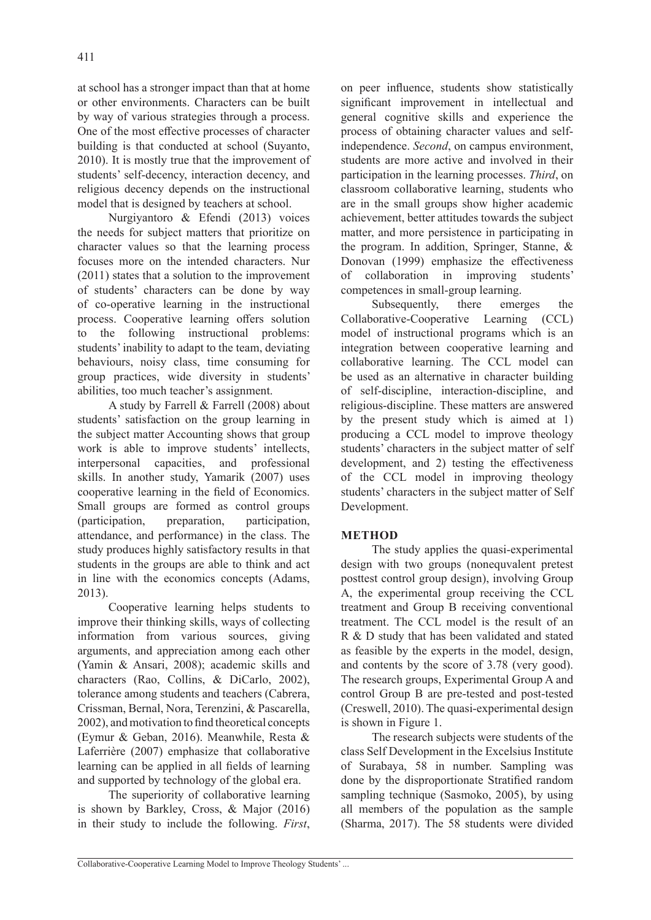at school has a stronger impact than that at home or other environments. Characters can be built by way of various strategies through a process. One of the most effective processes of character building is that conducted at school (Suyanto, 2010). It is mostly true that the improvement of students' self-decency, interaction decency, and religious decency depends on the instructional model that is designed by teachers at school.

Nurgiyantoro & Efendi (2013) voices the needs for subject matters that prioritize on character values so that the learning process focuses more on the intended characters. Nur (2011) states that a solution to the improvement of students' characters can be done by way of co-operative learning in the instructional process. Cooperative learning offers solution to the following instructional problems: students' inability to adapt to the team, deviating behaviours, noisy class, time consuming for group practices, wide diversity in students' abilities, too much teacher's assignment.

A study by Farrell & Farrell (2008) about students' satisfaction on the group learning in the subject matter Accounting shows that group work is able to improve students' intellects, interpersonal capacities, and professional skills. In another study, Yamarik (2007) uses cooperative learning in the field of Economics. Small groups are formed as control groups (participation, preparation, participation, attendance, and performance) in the class. The study produces highly satisfactory results in that students in the groups are able to think and act in line with the economics concepts (Adams, 2013).

Cooperative learning helps students to improve their thinking skills, ways of collecting information from various sources, giving arguments, and appreciation among each other (Yamin & Ansari, 2008); academic skills and characters (Rao, Collins, & DiCarlo, 2002), tolerance among students and teachers (Cabrera, Crissman, Bernal, Nora, Terenzini, & Pascarella, 2002), and motivation to find theoretical concepts (Eymur & Geban, 2016). Meanwhile, Resta & Laferrière (2007) emphasize that collaborative learning can be applied in all fields of learning and supported by technology of the global era.

The superiority of collaborative learning is shown by Barkley, Cross, & Major (2016) in their study to include the following. *First*, on peer influence, students show statistically significant improvement in intellectual and general cognitive skills and experience the process of obtaining character values and self-independence. *Second*, on campus environment, students are more active and involved in their participation in the learning processes. *Third*, on classroom collaborative learning, students who are in the small groups show higher academic achievement, better attitudes towards the subject matter, and more persistence in participating in the program. In addition, Springer, Stanne, & Donovan (1999) emphasize the effectiveness of collaboration in improving students' competences in small-group learning.

Subsequently, there emerges the Collaborative-Cooperative Learning (CCL) model of instructional programs which is an integration between cooperative learning and collaborative learning. The CCL model can be used as an alternative in character building of self-discipline, interaction-discipline, and religious-discipline. These matters are answered by the present study which is aimed at 1) producing a CCL model to improve theology students' characters in the subject matter of self development, and 2) testing the effectiveness of the CCL model in improving theology students' characters in the subject matter of Self Development.

## METHOD

The study applies the quasi-experimental design with two groups (nonequvalent pretest posttest control group design), involving Group A, the experimental group receiving the CCL treatment and Group B receiving conventional treatment. The CCL model is the result of an R & D study that has been validated and stated as feasible by the experts in the model, design, and contents by the score of 3.78 (very good). The research groups, Experimental Group A and control Group B are pre-tested and post-tested (Creswell, 2010). The quasi-experimental design is shown in Figure 1.

The research subjects were students of the class Self Development in the Excelsius Institute of Surabaya, 58 in number. Sampling was done by the disproportionate Stratified random sampling technique (Sasmoko, 2005), by using all members of the population as the sample (Sharma, 2017). The 58 students were divided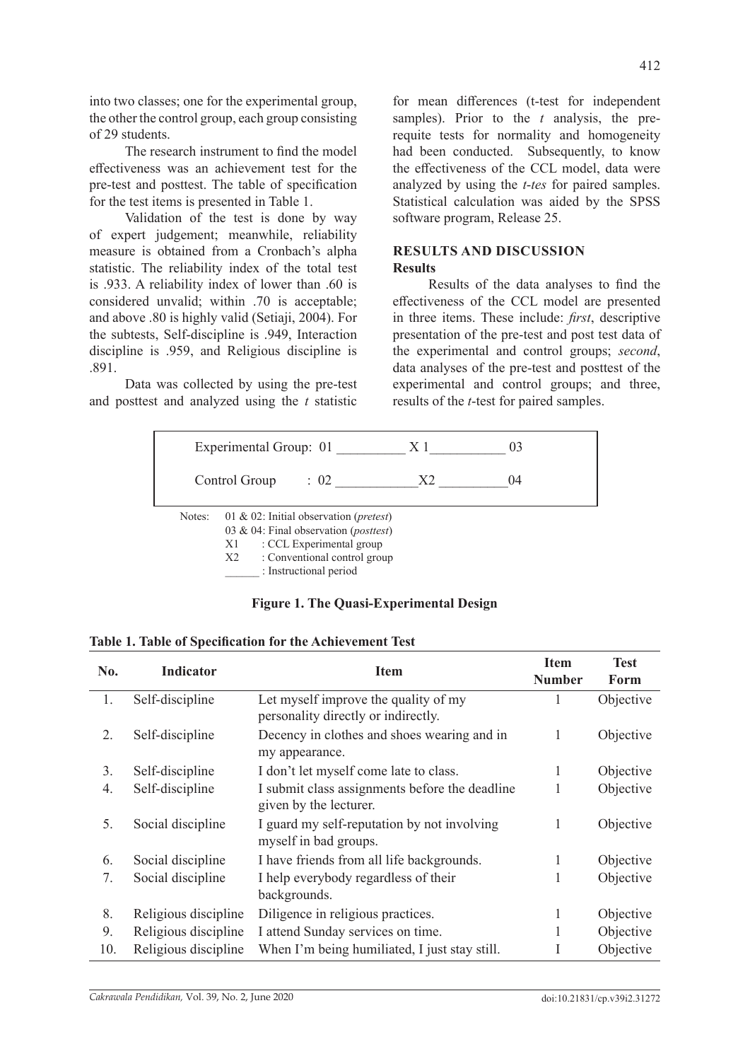into two classes; one for the experimental group, the other the control group, each group consisting of 29 students.

The research instrument to find the model effectiveness was an achievement test for the pre-test and posttest. The table of specification for the test items is presented in Table 1.

Validation of the test is done by way of expert judgement; meanwhile, reliability measure is obtained from a Cronbach's alpha statistic. The reliability index of the total test is .933. A reliability index of lower than .60 is considered unvalid; within .70 is acceptable; and above .80 is highly valid (Setiaji, 2004). For the subtests, Self-discipline is .949, Interaction discipline is .959, and Religious discipline is .891.

Data was collected by using the pre-test and posttest and analyzed using the *t* statistic for mean differences (t-test for independent samples). Prior to the *t* analysis, the pre-requite tests for normality and homogeneity had been conducted. Subsequently, to know the effectiveness of the CCL model, data were analyzed by using the *t-tes* for paired samples. Statistical calculation was aided by the SPSS software program, Release 25.

## RESULTS AND DISCUSSION

### Results

Results of the data analyses to find the effectiveness of the CCL model are presented in three items. These include: *first*, descriptive presentation of the pre-test and post test data of the experimental and control groups; *second*, data analyses of the pre-test and posttest of the experimental and control groups; and three, results of the *t*-test for paired samples.

```
Experimental Group: 01 __________ X 1___________ 03

Control Group      : 02 ____________X2 __________04
```

Notes: 01 & 02: Initial observation (*pretest*)
03 & 04: Final observation (*posttest*)
X1 : CCL Experimental group
X2 : Conventional control group
______ : Instructional period

**Figure 1. The Quasi-Experimental Design**

**Table 1. Table of Specification for the Achievement Test**

| No. | Indicator | Item | Item Number | Test Form |
|---|---|---|---|---|
| 1. | Self-discipline | Let myself improve the quality of my personality directly or indirectly. | 1 | Objective |
| 2. | Self-discipline | Decency in clothes and shoes wearing and in my appearance. | 1 | Objective |
| 3. | Self-discipline | I don't let myself come late to class. | 1 | Objective |
| 4. | Self-discipline | I submit class assignments before the deadline given by the lecturer. | 1 | Objective |
| 5. | Social discipline | I guard my self-reputation by not involving myself in bad groups. | 1 | Objective |
| 6. | Social discipline | I have friends from all life backgrounds. | 1 | Objective |
| 7. | Social discipline | I help everybody regardless of their backgrounds. | 1 | Objective |
| 8. | Religious discipline | Diligence in religious practices. | 1 | Objective |
| 9. | Religious discipline | I attend Sunday services on time. | 1 | Objective |
| 10. | Religious discipline | When I'm being humiliated, I just stay still. | I | Objective |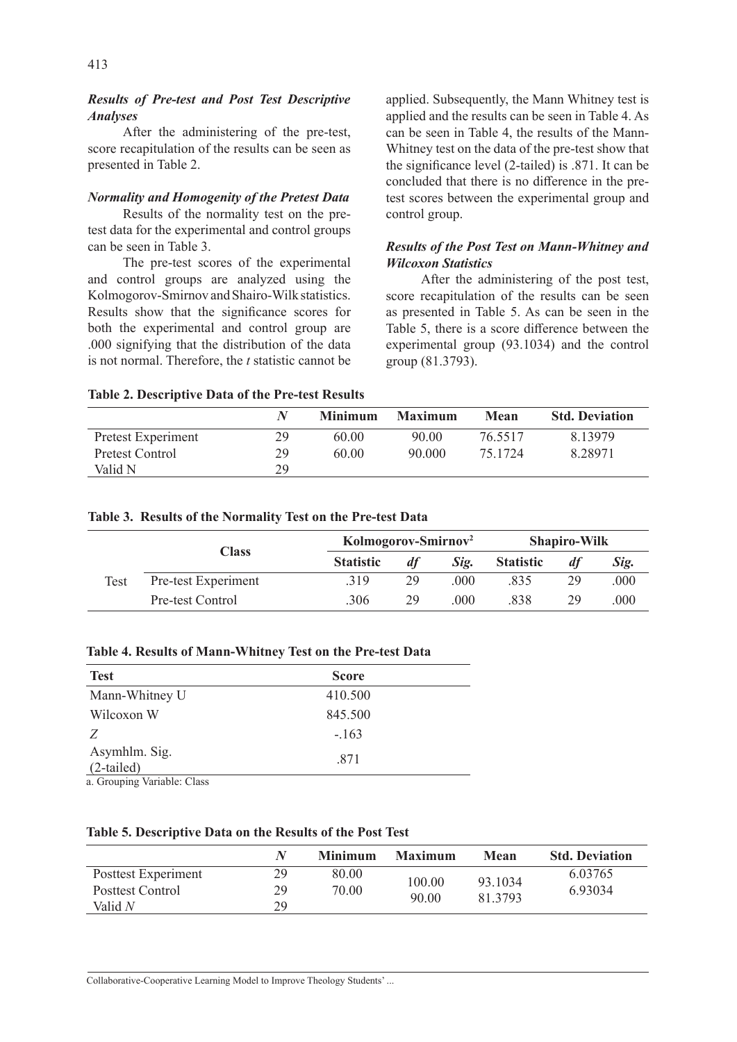### *Results of Pre-test and Post Test Descriptive Analyses*

After the administering of the pre-test, score recapitulation of the results can be seen as presented in Table 2.

### *Normality and Homogenity of the Pretest Data*

Results of the normality test on the pre-test data for the experimental and control groups can be seen in Table 3.

The pre-test scores of the experimental and control groups are analyzed using the Kolmogorov-Smirnov and Shairo-Wilk statistics. Results show that the significance scores for both the experimental and control group are .000 signifying that the distribution of the data is not normal. Therefore, the *t* statistic cannot be applied. Subsequently, the Mann Whitney test is applied and the results can be seen in Table 4. As can be seen in Table 4, the results of the Mann-Whitney test on the data of the pre-test show that the significance level (2-tailed) is .871. It can be concluded that there is no difference in the pre-test scores between the experimental group and control group.

### *Results of the Post Test on Mann-Whitney and Wilcoxon Statistics*

After the administering of the post test, score recapitulation of the results can be seen as presented in Table 5. As can be seen in the Table 5, there is a score difference between the experimental group (93.1034) and the control group (81.3793).

**Table 2. Descriptive Data of the Pre-test Results**

| | *N* | Minimum | Maximum | Mean | Std. Deviation |
|---|---|---|---|---|---|
| Pretest Experiment | 29 | 60.00 | 90.00 | 76.5517 | 8.13979 |
| Pretest Control | 29 | 60.00 | 90.000 | 75.1724 | 8.28971 |
| Valid N | 29 | | | | |

**Table 3. Results of the Normality Test on the Pre-test Data**

| | Class | Kolmogorov-Smirnov[a] | | | Shapiro-Wilk | | |
|---|---|---|---|---|---|---|---|
| | | Statistic | *df* | *Sig.* | Statistic | *df* | *Sig.* |
| Test | Pre-test Experiment | .319 | 29 | .000 | .835 | 29 | .000 |
| | Pre-test Control | .306 | 29 | .000 | .838 | 29 | .000 |

**Table 4. Results of Mann-Whitney Test on the Pre-test Data**

| Test | Score |
|---|---|
| Mann-Whitney U | 410.500 |
| Wilcoxon W | 845.500 |
| *Z* | -.163 |
| Asymhlm. Sig. (2-tailed) | .871 |

a. Grouping Variable: Class

**Table 5. Descriptive Data on the Results of the Post Test**

| | *N* | Minimum | Maximum | Mean | Std. Deviation |
|---|---|---|---|---|---|
| Posttest Experiment | 29 | 80.00 | 100.00 | 93.1034 | 6.03765 |
| Posttest Control | 29 | 70.00 | 90.00 | 81.3793 | 6.93034 |
| Valid *N* | 29 | | | | |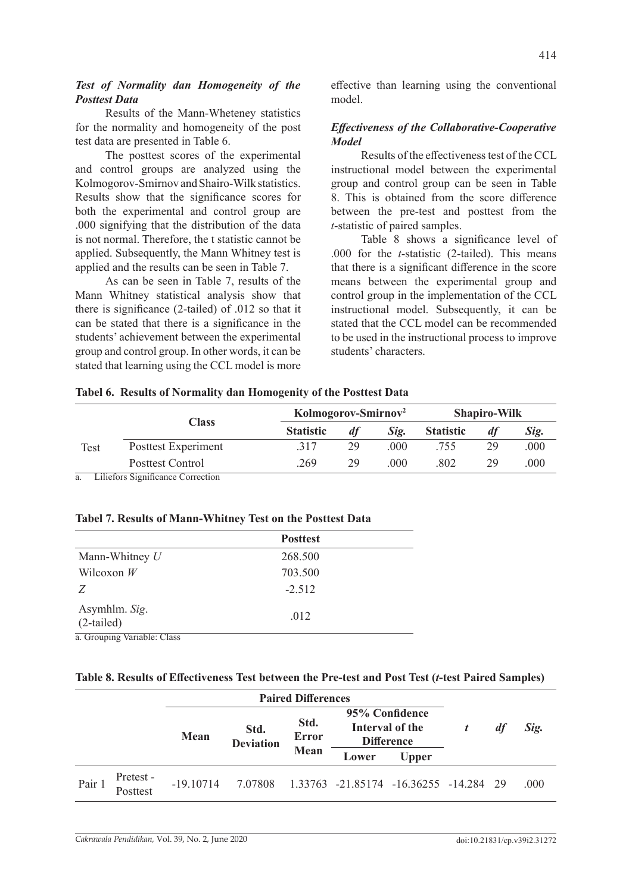### *Test of Normality dan Homogeneity of the Posttest Data*

Results of the Mann-Wheteney statistics for the normality and homogeneity of the post test data are presented in Table 6.

The posttest scores of the experimental and control groups are analyzed using the Kolmogorov-Smirnov and Shairo-Wilk statistics. Results show that the significance scores for both the experimental and control group are .000 signifying that the distribution of the data is not normal. Therefore, the t statistic cannot be applied. Subsequently, the Mann Whitney test is applied and the results can be seen in Table 7.

As can be seen in Table 7, results of the Mann Whitney statistical analysis show that there is significance (2-tailed) of .012 so that it can be stated that there is a significance in the students' achievement between the experimental group and control group. In other words, it can be stated that learning using the CCL model is more effective than learning using the conventional model.

### *Effectiveness of the Collaborative-Cooperative Model*

Results of the effectiveness test of the CCL instructional model between the experimental group and control group can be seen in Table 8. This is obtained from the score difference between the pre-test and posttest from the *t*-statistic of paired samples.

Table 8 shows a significance level of .000 for the *t*-statistic (2-tailed). This means that there is a significant difference in the score means between the experimental group and control group in the implementation of the CCL instructional model. Subsequently, it can be stated that the CCL model can be recommended to be used in the instructional process to improve students' characters.

**Tabel 6. Results of Normality dan Homogenity of the Posttest Data**

| | Class | Kolmogorov-Smirnov[a] | | | Shapiro-Wilk | | |
|---|---|---|---|---|---|---|---|
| | | Statistic | *df* | *Sig.* | Statistic | *df* | *Sig.* |
| Test | Posttest Experiment | .317 | 29 | .000 | .755 | 29 | .000 |
| | Posttest Control | .269 | 29 | .000 | .802 | 29 | .000 |

a. Liliefors Significance Correction

**Tabel 7. Results of Mann-Whitney Test on the Posttest Data**

| | Posttest |
|---|---|
| Mann-Whitney *U* | 268.500 |
| Wilcoxon *W* | 703.500 |
| *Z* | -2.512 |
| Asymhlm. *Sig*. (2-tailed) | .012 |

a. Grouping Variable: Class

**Table 8. Results of Effectiveness Test between the Pre-test and Post Test (*t*-test Paired Samples)**

| | | Paired Differences | | | | | *t* | *df* | *Sig.* |
|---|---|---|---|---|---|---|---|---|---|
| | | Mean | Std. Deviation | Std. Error Mean | 95% Confidence Interval of the Difference | | | | |
| | | | | | Lower | Upper | | | |
| Pair 1 | Pretest - Posttest | -19.10714 | 7.07808 | 1.33763 | -21.85174 | -16.36255 | -14.284 | 29 | .000 |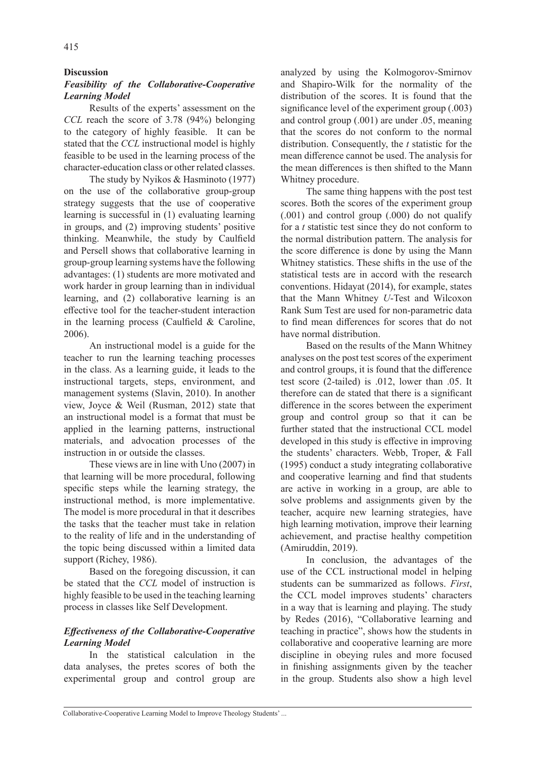## Discussion

### *Feasibility of the Collaborative-Cooperative Learning Model*

Results of the experts' assessment on the *CCL* reach the score of 3.78 (94%) belonging to the category of highly feasible. It can be stated that the *CCL* instructional model is highly feasible to be used in the learning process of the character-education class or other related classes.

The study by Nyikos & Hasminoto (1977) on the use of the collaborative group-group strategy suggests that the use of cooperative learning is successful in (1) evaluating learning in groups, and (2) improving students' positive thinking. Meanwhile, the study by Caulfield and Persell shows that collaborative learning in group-group learning systems have the following advantages: (1) students are more motivated and work harder in group learning than in individual learning, and (2) collaborative learning is an effective tool for the teacher-student interaction in the learning process (Caulfield & Caroline, 2006).

An instructional model is a guide for the teacher to run the learning teaching processes in the class. As a learning guide, it leads to the instructional targets, steps, environment, and management systems (Slavin, 2010). In another view, Joyce & Weil (Rusman, 2012) state that an instructional model is a format that must be applied in the learning patterns, instructional materials, and advocation processes of the instruction in or outside the classes.

These views are in line with Uno (2007) in that learning will be more procedural, following specific steps while the learning strategy, the instructional method, is more implementative. The model is more procedural in that it describes the tasks that the teacher must take in relation to the reality of life and in the understanding of the topic being discussed within a limited data support (Richey, 1986).

Based on the foregoing discussion, it can be stated that the *CCL* model of instruction is highly feasible to be used in the teaching learning process in classes like Self Development.

### *Effectiveness of the Collaborative-Cooperative Learning Model*

In the statistical calculation in the data analyses, the pretes scores of both the experimental group and control group are analyzed by using the Kolmogorov-Smirnov and Shapiro-Wilk for the normality of the distribution of the scores. It is found that the significance level of the experiment group (.003) and control group (.001) are under .05, meaning that the scores do not conform to the normal distribution. Consequently, the *t* statistic for the mean difference cannot be used. The analysis for the mean differences is then shifted to the Mann Whitney procedure.

The same thing happens with the post test scores. Both the scores of the experiment group (.001) and control group (.000) do not qualify for a *t* statistic test since they do not conform to the normal distribution pattern. The analysis for the score difference is done by using the Mann Whitney statistics. These shifts in the use of the statistical tests are in accord with the research conventions. Hidayat (2014), for example, states that the Mann Whitney *U*-Test and Wilcoxon Rank Sum Test are used for non-parametric data to find mean differences for scores that do not have normal distribution.

Based on the results of the Mann Whitney analyses on the post test scores of the experiment and control groups, it is found that the difference test score (2-tailed) is .012, lower than .05. It therefore can de stated that there is a significant difference in the scores between the experiment group and control group so that it can be further stated that the instructional CCL model developed in this study is effective in improving the students' characters. Webb, Troper, & Fall (1995) conduct a study integrating collaborative and cooperative learning and find that students are active in working in a group, are able to solve problems and assignments given by the teacher, acquire new learning strategies, have high learning motivation, improve their learning achievement, and practise healthy competition (Amiruddin, 2019).

In conclusion, the advantages of the use of the CCL instructional model in helping students can be summarized as follows. *First*, the CCL model improves students' characters in a way that is learning and playing. The study by Redes (2016), "Collaborative learning and teaching in practice", shows how the students in collaborative and cooperative learning are more discipline in obeying rules and more focused in finishing assignments given by the teacher in the group. Students also show a high level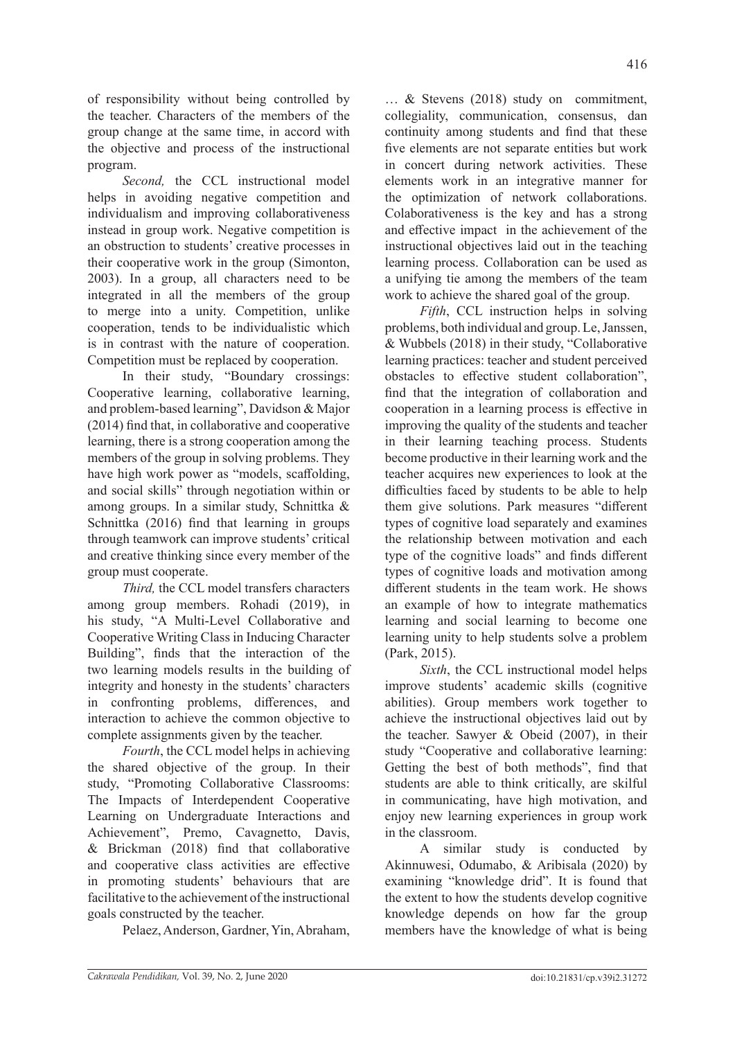of responsibility without being controlled by the teacher. Characters of the members of the group change at the same time, in accord with the objective and process of the instructional program.

*Second,* the CCL instructional model helps in avoiding negative competition and individualism and improving collaborativeness instead in group work. Negative competition is an obstruction to students' creative processes in their cooperative work in the group (Simonton, 2003). In a group, all characters need to be integrated in all the members of the group to merge into a unity. Competition, unlike cooperation, tends to be individualistic which is in contrast with the nature of cooperation. Competition must be replaced by cooperation.

In their study, "Boundary crossings: Cooperative learning, collaborative learning, and problem-based learning", Davidson & Major (2014) find that, in collaborative and cooperative learning, there is a strong cooperation among the members of the group in solving problems. They have high work power as "models, scaffolding, and social skills" through negotiation within or among groups. In a similar study, Schnittka & Schnittka (2016) find that learning in groups through teamwork can improve students' critical and creative thinking since every member of the group must cooperate.

*Third,* the CCL model transfers characters among group members. Rohadi (2019), in his study, "A Multi-Level Collaborative and Cooperative Writing Class in Inducing Character Building", finds that the interaction of the two learning models results in the building of integrity and honesty in the students' characters in confronting problems, differences, and interaction to achieve the common objective to complete assignments given by the teacher.

*Fourth*, the CCL model helps in achieving the shared objective of the group. In their study, "Promoting Collaborative Classrooms: The Impacts of Interdependent Cooperative Learning on Undergraduate Interactions and Achievement", Premo, Cavagnetto, Davis, & Brickman (2018) find that collaborative and cooperative class activities are effective in promoting students' behaviours that are facilitative to the achievement of the instructional goals constructed by the teacher.

Pelaez, Anderson, Gardner, Yin, Abraham, … & Stevens (2018) study on commitment, collegiality, communication, consensus, dan continuity among students and find that these five elements are not separate entities but work in concert during network activities. These elements work in an integrative manner for the optimization of network collaborations. Colaborativeness is the key and has a strong and effective impact in the achievement of the instructional objectives laid out in the teaching learning process. Collaboration can be used as a unifying tie among the members of the team work to achieve the shared goal of the group.

*Fifth*, CCL instruction helps in solving problems, both individual and group. Le, Janssen, & Wubbels (2018) in their study, "Collaborative learning practices: teacher and student perceived obstacles to effective student collaboration", find that the integration of collaboration and cooperation in a learning process is effective in improving the quality of the students and teacher in their learning teaching process. Students become productive in their learning work and the teacher acquires new experiences to look at the difficulties faced by students to be able to help them give solutions. Park measures "different types of cognitive load separately and examines the relationship between motivation and each type of the cognitive loads" and finds different types of cognitive loads and motivation among different students in the team work. He shows an example of how to integrate mathematics learning and social learning to become one learning unity to help students solve a problem (Park, 2015).

*Sixth*, the CCL instructional model helps improve students' academic skills (cognitive abilities). Group members work together to achieve the instructional objectives laid out by the teacher. Sawyer & Obeid (2007), in their study "Cooperative and collaborative learning: Getting the best of both methods", find that students are able to think critically, are skilful in communicating, have high motivation, and enjoy new learning experiences in group work in the classroom.

A similar study is conducted by Akinnuwesi, Odumabo, & Aribisala (2020) by examining "knowledge drid". It is found that the extent to how the students develop cognitive knowledge depends on how far the group members have the knowledge of what is being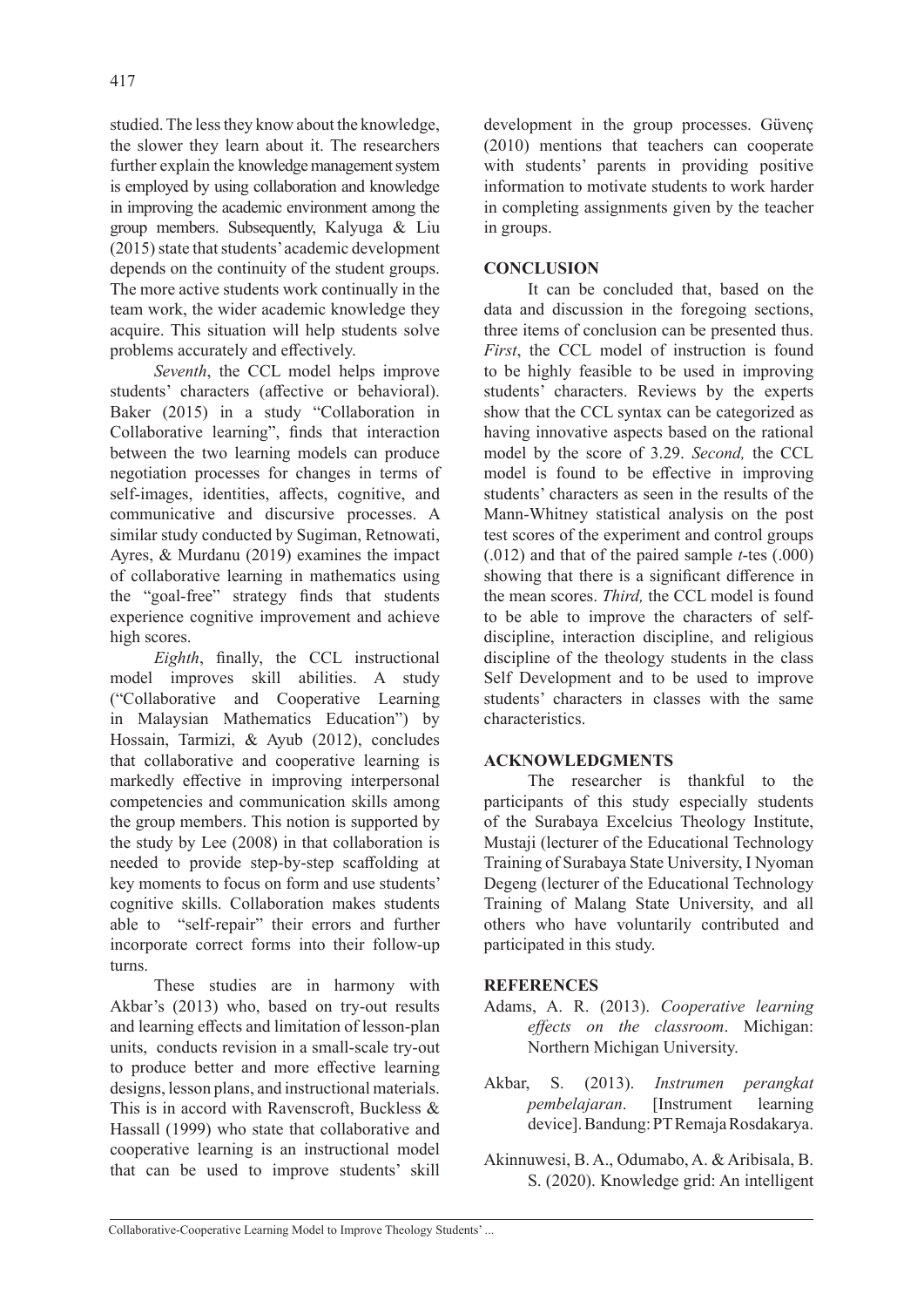studied. The less they know about the knowledge, the slower they learn about it. The researchers further explain the knowledge management system is employed by using collaboration and knowledge in improving the academic environment among the group members. Subsequently, Kalyuga & Liu (2015) state that students' academic development depends on the continuity of the student groups. The more active students work continually in the team work, the wider academic knowledge they acquire. This situation will help students solve problems accurately and effectively.

*Seventh*, the CCL model helps improve students' characters (affective or behavioral). Baker (2015) in a study "Collaboration in Collaborative learning", finds that interaction between the two learning models can produce negotiation processes for changes in terms of self-images, identities, affects, cognitive, and communicative and discursive processes. A similar study conducted by Sugiman, Retnowati, Ayres, & Murdanu (2019) examines the impact of collaborative learning in mathematics using the "goal-free" strategy finds that students experience cognitive improvement and achieve high scores.

*Eighth*, finally, the CCL instructional model improves skill abilities. A study ("Collaborative and Cooperative Learning in Malaysian Mathematics Education") by Hossain, Tarmizi, & Ayub (2012), concludes that collaborative and cooperative learning is markedly effective in improving interpersonal competencies and communication skills among the group members. This notion is supported by the study by Lee (2008) in that collaboration is needed to provide step-by-step scaffolding at key moments to focus on form and use students' cognitive skills. Collaboration makes students able to "self-repair" their errors and further incorporate correct forms into their follow-up turns.

These studies are in harmony with Akbar's (2013) who, based on try-out results and learning effects and limitation of lesson-plan units, conducts revision in a small-scale try-out to produce better and more effective learning designs, lesson plans, and instructional materials. This is in accord with Ravenscroft, Buckless & Hassall (1999) who state that collaborative and cooperative learning is an instructional model that can be used to improve students' skill development in the group processes. Güvenç (2010) mentions that teachers can cooperate with students' parents in providing positive information to motivate students to work harder in completing assignments given by the teacher in groups.

## CONCLUSION

It can be concluded that, based on the data and discussion in the foregoing sections, three items of conclusion can be presented thus. *First*, the CCL model of instruction is found to be highly feasible to be used in improving students' characters. Reviews by the experts show that the CCL syntax can be categorized as having innovative aspects based on the rational model by the score of 3.29. *Second,* the CCL model is found to be effective in improving students' characters as seen in the results of the Mann-Whitney statistical analysis on the post test scores of the experiment and control groups (.012) and that of the paired sample *t*-tes (.000) showing that there is a significant difference in the mean scores. *Third,* the CCL model is found to be able to improve the characters of self-discipline, interaction discipline, and religious discipline of the theology students in the class Self Development and to be used to improve students' characters in classes with the same characteristics.

## ACKNOWLEDGMENTS

The researcher is thankful to the participants of this study especially students of the Surabaya Excelcius Theology Institute, Mustaji (lecturer of the Educational Technology Training of Surabaya State University, I Nyoman Degeng (lecturer of the Educational Technology Training of Malang State University, and all others who have voluntarily contributed and participated in this study.

## REFERENCES

Adams, A. R. (2013). *Cooperative learning effects on the classroom*. Michigan: Northern Michigan University.

Akbar, S. (2013). *Instrumen perangkat pembelajaran*. [Instrument learning device]. Bandung: PT Remaja Rosdakarya.

Akinnuwesi, B. A., Odumabo, A. & Aribisala, B. S. (2020). Knowledge grid: An intelligent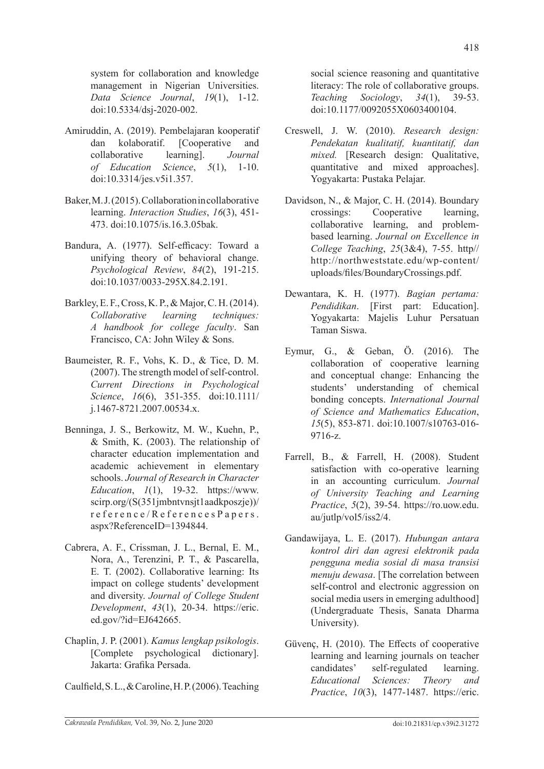system for collaboration and knowledge management in Nigerian Universities. *Data Science Journal*, *19*(1), 1-12. doi:10.5334/dsj-2020-002.

Amiruddin, A. (2019). Pembelajaran kooperatif dan kolaboratif. [Cooperative and collaborative learning]. *Journal of Education Science*, *5*(1), 1-10. doi:10.3314/jes.v5i1.357.

Baker, M. J. (2015). Collaboration in collaborative learning. *Interaction Studies*, *16*(3), 451-473. doi:10.1075/is.16.3.05bak.

Bandura, A. (1977). Self-efficacy: Toward a unifying theory of behavioral change. *Psychological Review*, *84*(2), 191-215. doi:10.1037/0033-295X.84.2.191.

Barkley, E. F., Cross, K. P., & Major, C. H. (2014). *Collaborative learning techniques: A handbook for college faculty*. San Francisco, CA: John Wiley & Sons.

Baumeister, R. F., Vohs, K. D., & Tice, D. M. (2007). The strength model of self-control. *Current Directions in Psychological Science*, *16*(6), 351-355. doi:10.1111/j.1467-8721.2007.00534.x.

Benninga, J. S., Berkowitz, M. W., Kuehn, P., & Smith, K. (2003). The relationship of character education implementation and academic achievement in elementary schools. *Journal of Research in Character Education*, *1*(1), 19-32. https://www.scirp.org/(S(351jmbntvnsjt1aadkposzje))/reference/ReferencesPapers.aspx?ReferenceID=1394844.

Cabrera, A. F., Crissman, J. L., Bernal, E. M., Nora, A., Terenzini, P. T., & Pascarella, E. T. (2002). Collaborative learning: Its impact on college students' development and diversity. *Journal of College Student Development*, *43*(1), 20-34. https://eric.ed.gov/?id=EJ642665.

Chaplin, J. P. (2001). *Kamus lengkap psikologis*. [Complete psychological dictionary]. Jakarta: Grafika Persada.

Caulfield, S. L., & Caroline, H. P. (2006). Teaching social science reasoning and quantitative literacy: The role of collaborative groups. *Teaching Sociology*, *34*(1), 39-53. doi:10.1177/0092055X0603400104.

Creswell, J. W. (2010). *Research design: Pendekatan kualitatif, kuantitatif, dan mixed.* [Research design: Qualitative, quantitative and mixed approaches]. Yogyakarta: Pustaka Pelajar.

Davidson, N., & Major, C. H. (2014). Boundary crossings: Cooperative learning, collaborative learning, and problem-based learning. *Journal on Excellence in College Teaching*, *25*(3&4), 7-55. http//http://northweststate.edu/wp-content/uploads/files/BoundaryCrossings.pdf.

Dewantara, K. H. (1977). *Bagian pertama: Pendidikan*. [First part: Education]. Yogyakarta: Majelis Luhur Persatuan Taman Siswa.

Eymur, G., & Geban, Ö. (2016). The collaboration of cooperative learning and conceptual change: Enhancing the students' understanding of chemical bonding concepts. *International Journal of Science and Mathematics Education*, *15*(5), 853-871. doi:10.1007/s10763-016-9716-z.

Farrell, B., & Farrell, H. (2008). Student satisfaction with co-operative learning in an accounting curriculum. *Journal of University Teaching and Learning Practice*, *5*(2), 39-54. https://ro.uow.edu.au/jutlp/vol5/iss2/4.

Gandawijaya, L. E. (2017). *Hubungan antara kontrol diri dan agresi elektronik pada pengguna media sosial di masa transisi menuju dewasa*. [The correlation between self-control and electronic aggression on social media users in emerging adulthood] (Undergraduate Thesis, Sanata Dharma University).

Güvenç, H. (2010). The Effects of cooperative learning and learning journals on teacher candidates' self-regulated learning. *Educational Sciences: Theory and Practice*, *10*(3), 1477-1487. https://eric.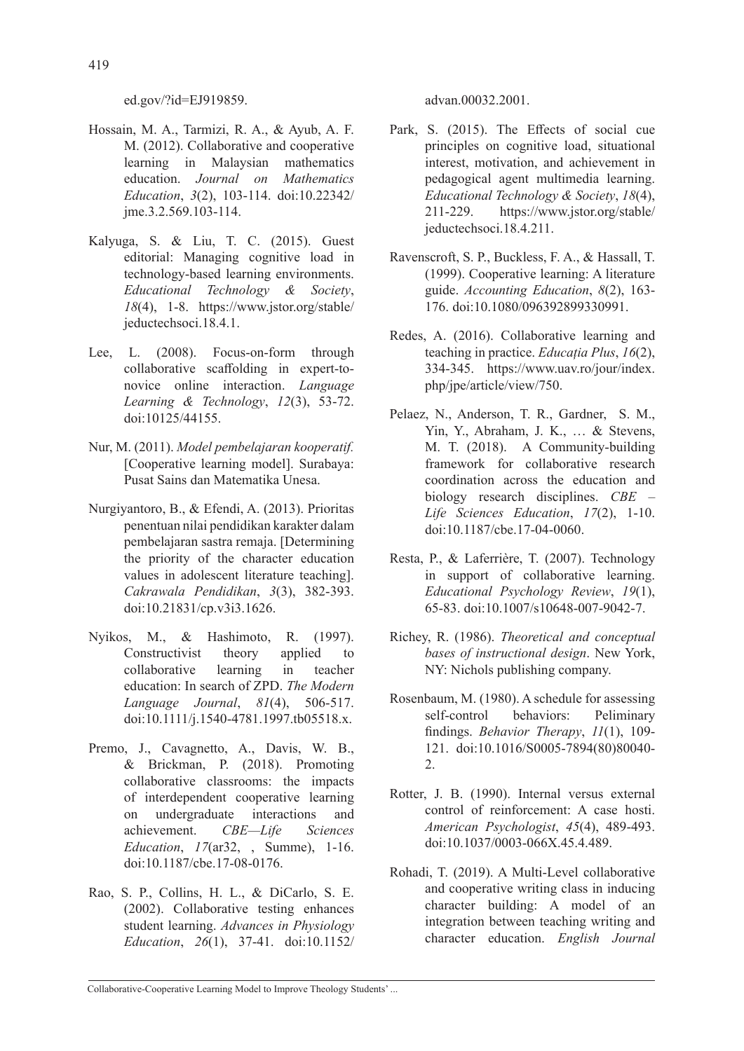ed.gov/?id=EJ919859.

Hossain, M. A., Tarmizi, R. A., & Ayub, A. F. M. (2012). Collaborative and cooperative learning in Malaysian mathematics education. *Journal on Mathematics Education*, *3*(2), 103-114. doi:10.22342/jme.3.2.569.103-114.

Kalyuga, S. & Liu, T. C. (2015). Guest editorial: Managing cognitive load in technology-based learning environments. *Educational Technology & Society*, *18*(4), 1-8. https://www.jstor.org/stable/jeductechsoci.18.4.1.

Lee, L. (2008). Focus-on-form through collaborative scaffolding in expert-to-novice online interaction. *Language Learning & Technology*, *12*(3), 53-72. doi:10125/44155.

Nur, M. (2011). *Model pembelajaran kooperatif.* [Cooperative learning model]. Surabaya: Pusat Sains dan Matematika Unesa.

Nurgiyantoro, B., & Efendi, A. (2013). Prioritas penentuan nilai pendidikan karakter dalam pembelajaran sastra remaja. [Determining the priority of the character education values in adolescent literature teaching]. *Cakrawala Pendidikan*, *3*(3), 382-393. doi:10.21831/cp.v3i3.1626.

Nyikos, M., & Hashimoto, R. (1997). Constructivist theory applied to collaborative learning in teacher education: In search of ZPD. *The Modern Language Journal*, *81*(4), 506-517. doi:10.1111/j.1540-4781.1997.tb05518.x.

Premo, J., Cavagnetto, A., Davis, W. B., & Brickman, P. (2018). Promoting collaborative classrooms: the impacts of interdependent cooperative learning on undergraduate interactions and achievement. *CBE—Life Sciences Education*, *17*(ar32, , Summe), 1-16. doi:10.1187/cbe.17-08-0176.

Rao, S. P., Collins, H. L., & DiCarlo, S. E. (2002). Collaborative testing enhances student learning. *Advances in Physiology Education*, *26*(1), 37-41. doi:10.1152/advan.00032.2001.

Park, S. (2015). The Effects of social cue principles on cognitive load, situational interest, motivation, and achievement in pedagogical agent multimedia learning. *Educational Technology & Society*, *18*(4), 211-229. https://www.jstor.org/stable/jeductechsoci.18.4.211.

Ravenscroft, S. P., Buckless, F. A., & Hassall, T. (1999). Cooperative learning: A literature guide. *Accounting Education*, *8*(2), 163-176. doi:10.1080/096392899330991.

Redes, A. (2016). Collaborative learning and teaching in practice. *Educația Plus*, *16*(2), 334-345. https://www.uav.ro/jour/index.php/jpe/article/view/750.

Pelaez, N., Anderson, T. R., Gardner, S. M., Yin, Y., Abraham, J. K., … & Stevens, M. T. (2018). A Community-building framework for collaborative research coordination across the education and biology research disciplines. *CBE – Life Sciences Education*, *17*(2), 1-10. doi:10.1187/cbe.17-04-0060.

Resta, P., & Laferrière, T. (2007). Technology in support of collaborative learning. *Educational Psychology Review*, *19*(1), 65-83. doi:10.1007/s10648-007-9042-7.

Richey, R. (1986). *Theoretical and conceptual bases of instructional design*. New York, NY: Nichols publishing company.

Rosenbaum, M. (1980). A schedule for assessing self-control behaviors: Peliminary findings. *Behavior Therapy*, *11*(1), 109-121. doi:10.1016/S0005-7894(80)80040-2.

Rotter, J. B. (1990). Internal versus external control of reinforcement: A case hosti. *American Psychologist*, *45*(4), 489-493. doi:10.1037/0003-066X.45.4.489.

Rohadi, T. (2019). A Multi-Level collaborative and cooperative writing class in inducing character building: A model of an integration between teaching writing and character education. *English Journal*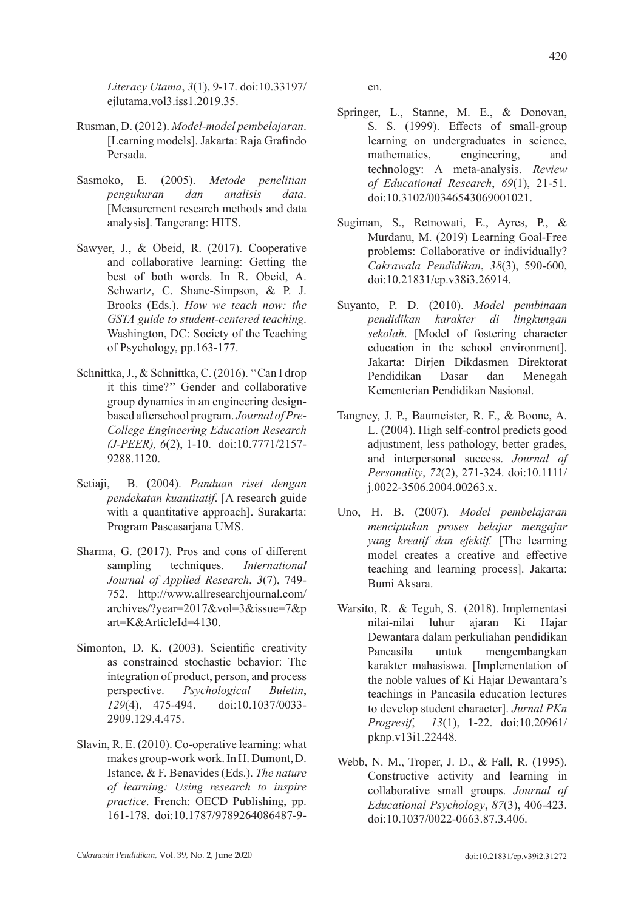*Literacy Utama*, *3*(1), 9-17. doi:10.33197/ejlutama.vol3.iss1.2019.35.

Rusman, D. (2012). *Model-model pembelajaran*. [Learning models]. Jakarta: Raja Grafindo Persada.

Sasmoko, E. (2005). *Metode penelitian pengukuran dan analisis data*. [Measurement research methods and data analysis]. Tangerang: HITS.

Sawyer, J., & Obeid, R. (2017). Cooperative and collaborative learning: Getting the best of both words. In R. Obeid, A. Schwartz, C. Shane-Simpson, & P. J. Brooks (Eds.). *How we teach now: the GSTA guide to student-centered teaching*. Washington, DC: Society of the Teaching of Psychology, pp.163-177.

Schnittka, J., & Schnittka, C. (2016). ''Can I drop it this time?'' Gender and collaborative group dynamics in an engineering design-based afterschool program. *Journal of Pre-College Engineering Education Research (J-PEER), 6*(2), 1-10. doi:10.7771/2157-9288.1120.

Setiaji, B. (2004). *Panduan riset dengan pendekatan kuantitatif*. [A research guide with a quantitative approach]. Surakarta: Program Pascasarjana UMS.

Sharma, G. (2017). Pros and cons of different sampling techniques. *International Journal of Applied Research*, *3*(7), 749-752. http://www.allresearchjournal.com/archives/?year=2017&vol=3&issue=7&part=K&ArticleId=4130.

Simonton, D. K. (2003). Scientific creativity as constrained stochastic behavior: The integration of product, person, and process perspective. *Psychological Buletin*, *129*(4), 475-494. doi:10.1037/0033-2909.129.4.475.

Slavin, R. E. (2010). Co-operative learning: what makes group-work work. In H. Dumont, D. Istance, & F. Benavides (Eds.). *The nature of learning: Using research to inspire practice*. French: OECD Publishing, pp. 161-178. doi:10.1787/9789264086487-9-en.

Springer, L., Stanne, M. E., & Donovan, S. S. (1999). Effects of small-group learning on undergraduates in science, mathematics, engineering, and technology: A meta-analysis. *Review of Educational Research*, *69*(1), 21-51. doi:10.3102/00346543069001021.

Sugiman, S., Retnowati, E., Ayres, P., & Murdanu, M. (2019) Learning Goal-Free problems: Collaborative or individually? *Cakrawala Pendidikan*, *38*(3), 590-600, doi:10.21831/cp.v38i3.26914.

Suyanto, P. D. (2010). *Model pembinaan pendidikan karakter di lingkungan sekolah*. [Model of fostering character education in the school environment]. Jakarta: Dirjen Dikdasmen Direktorat Pendidikan Dasar dan Menegah Kementerian Pendidikan Nasional.

Tangney, J. P., Baumeister, R. F., & Boone, A. L. (2004). High self-control predicts good adjustment, less pathology, better grades, and interpersonal success. *Journal of Personality*, *72*(2), 271-324. doi:10.1111/j.0022-3506.2004.00263.x.

Uno, H. B. (2007). *Model pembelajaran menciptakan proses belajar mengajar yang kreatif dan efektif.* [The learning model creates a creative and effective teaching and learning process]. Jakarta: Bumi Aksara.

Warsito, R. & Teguh, S. (2018). Implementasi nilai-nilai luhur ajaran Ki Hajar Dewantara dalam perkuliahan pendidikan Pancasila untuk mengembangkan karakter mahasiswa. [Implementation of the noble values of Ki Hajar Dewantara's teachings in Pancasila education lectures to develop student character]. *Jurnal PKn Progresif*, *13*(1), 1-22. doi:10.20961/pknp.v13i1.22448.

Webb, N. M., Troper, J. D., & Fall, R. (1995). Constructive activity and learning in collaborative small groups. *Journal of Educational Psychology*, *87*(3), 406-423. doi:10.1037/0022-0663.87.3.406.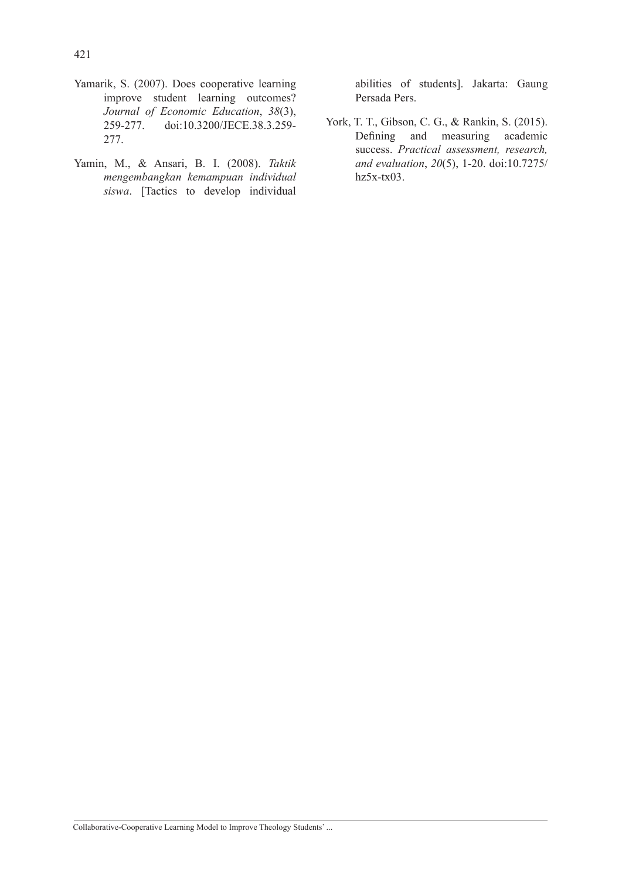Yamarik, S. (2007). Does cooperative learning improve student learning outcomes? *Journal of Economic Education*, *38*(3), 259-277. doi:10.3200/JECE.38.3.259-277.

Yamin, M., & Ansari, B. I. (2008). *Taktik mengembangkan kemampuan individual siswa*. [Tactics to develop individual abilities of students]. Jakarta: Gaung Persada Pers.

York, T. T., Gibson, C. G., & Rankin, S. (2015). Defining and measuring academic success. *Practical assessment, research, and evaluation*, *20*(5), 1-20. doi:10.7275/hz5x-tx03.